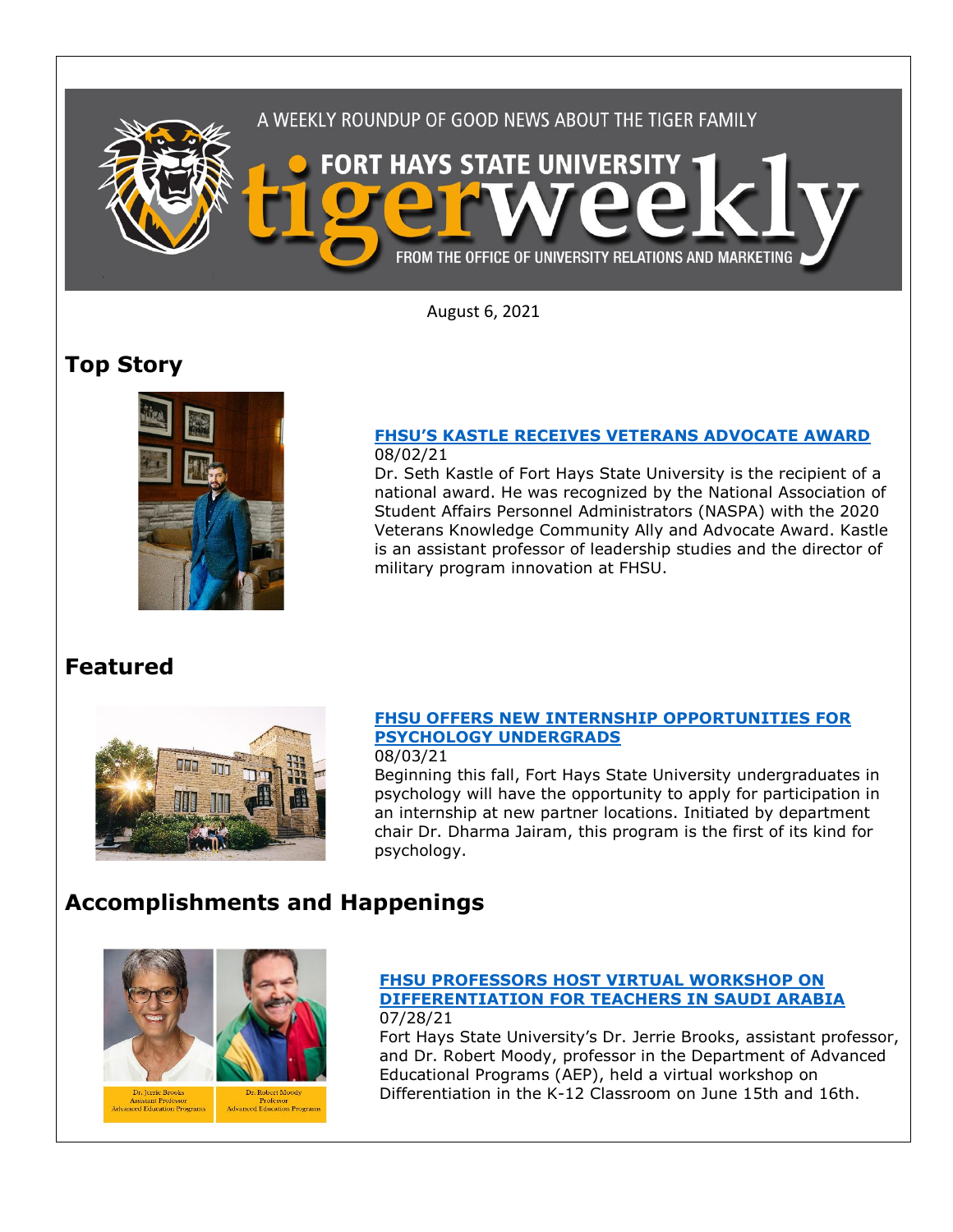A WEEKLY ROUNDUP OF GOOD NEWS ABOUT THE TIGER FAMILY

FORT HAYS STATE UNIVERSITY

# tigerweekly

FROM THE OFFICE OF UNIVERSITY RELATIONS AND MARKETING

August 6, 2021

## Top Story

### FHSU'S KASTLE RECEIVES VETERANS ADVOCATE AWARD

08/02/21

Dr. Seth Kastle of Fort Hays State University is the recipient of a national award. He was recognized by the National Association of Student Affairs Personnel Administrators (NASPA) with the 2020 Veterans Knowledge Community Ally and Advocate Award. Kastle is an assistant professor of leadership studies and the director of military program innovation at FHSU.

## Featured

### FHSU OFFERS NEW INTERNSHIP OPPORTUNITIES FOR PSYCHOLOGY UNDERGRADS

08/03/21

Beginning this fall, Fort Hays State University undergraduates in psychology will have the opportunity to apply for participation in an internship at new partner locations. Initiated by department chair Dr. Dharma Jairam, this program is the first of its kind for psychology.

## Accomplishments and Happenings

Dr. Jerrie Brooks
Assistant Professor
Advanced Education Programs

Dr. Robert Moody
Professor
Advanced Education Programs

### FHSU PROFESSORS HOST VIRTUAL WORKSHOP ON DIFFERENTIATION FOR TEACHERS IN SAUDI ARABIA

07/28/21

Fort Hays State University's Dr. Jerrie Brooks, assistant professor, and Dr. Robert Moody, professor in the Department of Advanced Educational Programs (AEP), held a virtual workshop on Differentiation in the K-12 Classroom on June 15th and 16th.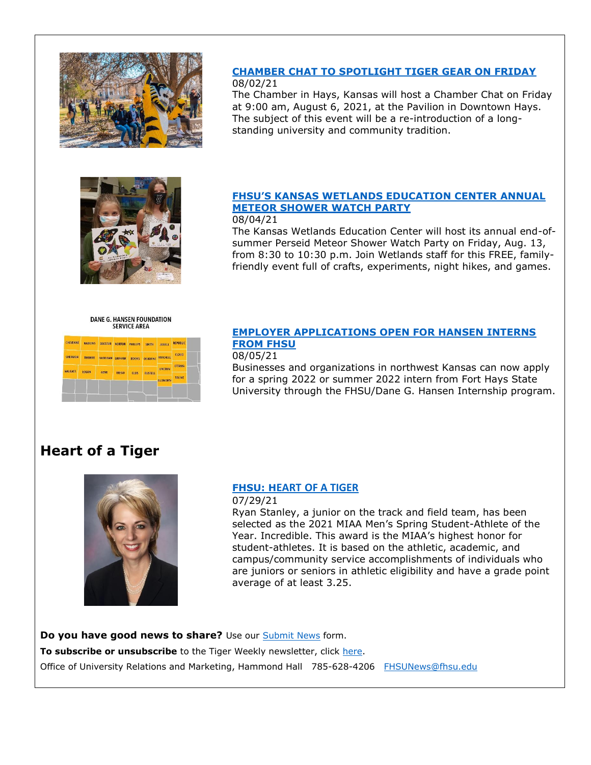[**CHAMBER CHAT TO SPOTLIGHT TIGER GEAR ON FRIDAY**]

08/02/21

The Chamber in Hays, Kansas will host a Chamber Chat on Friday at 9:00 am, August 6, 2021, at the Pavilion in Downtown Hays. The subject of this event will be a re-introduction of a long-standing university and community tradition.

[**FHSU'S KANSAS WETLANDS EDUCATION CENTER ANNUAL METEOR SHOWER WATCH PARTY**]

08/04/21

The Kansas Wetlands Education Center will host its annual end-of-summer Perseid Meteor Shower Watch Party on Friday, Aug. 13, from 8:30 to 10:30 p.m. Join Wetlands staff for this FREE, family-friendly event full of crafts, experiments, night hikes, and games.

[**EMPLOYER APPLICATIONS OPEN FOR HANSEN INTERNS FROM FHSU**]

08/05/21

Businesses and organizations in northwest Kansas can now apply for a spring 2022 or summer 2022 intern from Fort Hays State University through the FHSU/Dane G. Hansen Internship program.

## Heart of a Tiger

[**FHSU: HEART OF A TIGER**]

07/29/21

Ryan Stanley, a junior on the track and field team, has been selected as the 2021 MIAA Men's Spring Student-Athlete of the Year. Incredible. This award is the MIAA's highest honor for student-athletes. It is based on the athletic, academic, and campus/community service accomplishments of individuals who are juniors or seniors in athletic eligibility and have a grade point average of at least 3.25.

**Do you have good news to share?** Use our Submit News form.

**To subscribe or unsubscribe** to the Tiger Weekly newsletter, click here.

Office of University Relations and Marketing, Hammond Hall 785-628-4206 FHSUNews@fhsu.edu